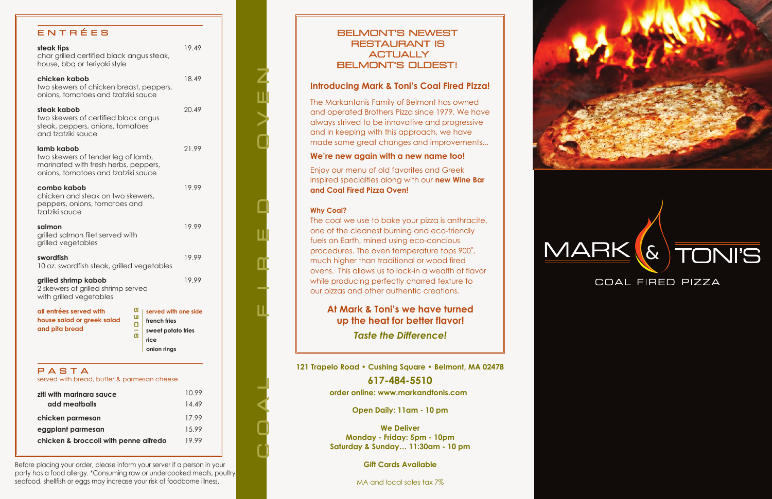## ENTRÉES

| Item | Price |
|---|---|
| **steak tips** char grilled certified black angus steak, house, bbq or teriyaki style | 19.49 |
| **chicken kabob** two skewers of chicken breast, peppers, onions, tomatoes and tzatziki sauce | 18.49 |
| **steak kabob** two skewers of certified black angus steak, peppers, onions, tomatoes and tzatziki sauce | 20.49 |
| **lamb kabob** two skewers of tender leg of lamb, marinated with fresh herbs, peppers, onions, tomatoes and tzatziki sauce | 21.99 |
| **combo kabob** chicken and steak on two skewers, peppers, onions, tomatoes and tzatziki sauce | 19.99 |
| **salmon** grilled salmon filet served with grilled vegetables | 19.99 |
| **swordfish** 10 oz. swordfish steak, grilled vegetables | 19.99 |
| **grilled shrimp kabob** 2 skewers of grilled shrimp served with grilled vegetables | 19.99 |

**all entrées served with house salad or greek salad and pita bread**

**SIDES**

**served with one side**

- **french fries**
- **sweet potato fries**
- **rice**
- **onion rings**

## PASTA

served with bread, butter & parmesan cheese

| Item | Price |
|---|---|
| **ziti with marinara sauce** | 10.99 |
| **add meatballs** | 14.49 |
| **chicken parmesan** | 17.99 |
| **eggplant parmesan** | 15.99 |
| **chicken & broccoli with penne alfredo** | 19.99 |

Before placing your order, please inform your server if a person in your party has a food allergy. *Consuming raw or undercooked meats, poultry, seafood, shellfish or eggs may increase your risk of foodborne illness.

COAL FIRED OVEN

## BELMONT'S NEWEST RESTAURANT IS ACTUALLY BELMONT'S OLDEST!

### Introducing Mark & Toni's Coal Fired Pizza!

The Markantonis Family of Belmont has owned and operated Brothers Pizza since 1979. We have always strived to be innovative and progressive and in keeping with this approach, we have made some great changes and improvements...

### We're new again with a new name too!

Enjoy our menu of old favorites and Greek inspired specialties along with our **new Wine Bar and Coal Fired Pizza Oven!**

**Why Coal?**

The coal we use to bake your pizza is anthracite, one of the cleanest burning and eco-friendly fuels on Earth, mined using eco-concious procedures. The oven temperature tops 900˚, much higher than traditional or wood fired ovens. This allows us to lock-in a wealth of flavor while producing perfectly charred texture to our pizzas and other authentic creations.

**At Mark & Toni's we have turned up the heat for better flavor!**

***Taste the Difference!***

**121 Trapelo Road • Cushing Square • Belmont, MA 02478**

**617-484-5510**

**order online: www.markandtonis.com**

**Open Daily: 11am - 10 pm**

**We Deliver**
**Monday - Friday: 5pm - 10pm**
**Saturday & Sunday... 11:30am - 10 pm**

**Gift Cards Available**

MA and local sales tax 7%

# MARK & TONI'S

COAL FIRED PIZZA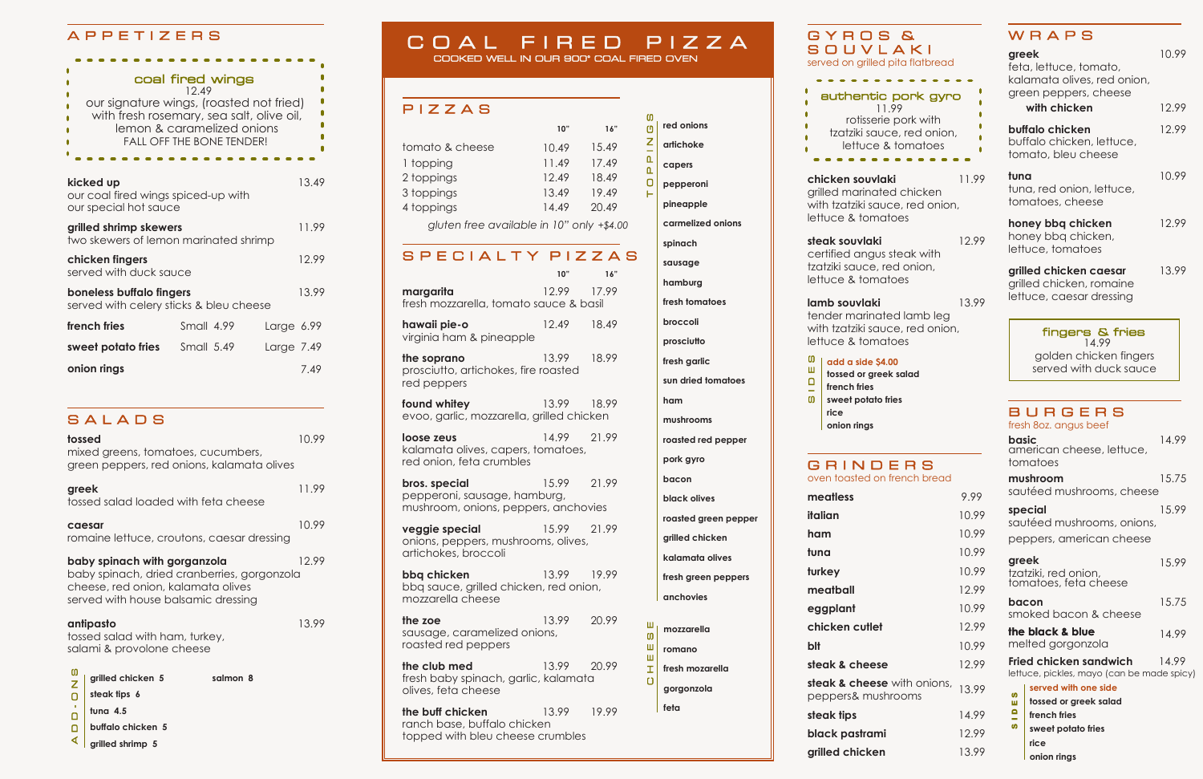## APPETIZERS

**coal fired wings**
12.49
our signature wings, (roasted not fried) with fresh rosemary, sea salt, olive oil, lemon & caramelized onions
FALL OFF THE BONE TENDER!

**kicked up** 13.49
our coal fired wings spiced-up with our special hot sauce

**grilled shrimp skewers** 11.99
two skewers of lemon marinated shrimp

**chicken fingers** 12.99
served with duck sauce

**boneless buffalo fingers** 13.99
served with celery sticks & bleu cheese

| | | |
|---|---|---|
| **french fries** | Small 4.99 | Large 6.99 |
| **sweet potato fries** | Small 5.49 | Large 7.49 |
| **onion rings** | | 7.49 |

## SALADS

**tossed** 10.99
mixed greens, tomatoes, cucumbers, green peppers, red onions, kalamata olives

**greek** 11.99
tossed salad loaded with feta cheese

**caesar** 10.99
romaine lettuce, croutons, caesar dressing

**baby spinach with gorganzola** 12.99
baby spinach, dried cranberries, gorgonzola cheese, red onion, kalamata olives served with house balsamic dressing

**antipasto** 13.99
tossed salad with ham, turkey, salami & provolone cheese

### ADD-ONS

- grilled chicken 5
- steak tips 6
- tuna 4.5
- buffalo chicken 5
- grilled shrimp 5
- salmon 8

## COAL FIRED PIZZA

COOKED WELL IN OUR 900° COAL FIRED OVEN

### PIZZAS

| | 10" | 16" |
|---|---|---|
| tomato & cheese | 10.49 | 15.49 |
| 1 topping | 11.49 | 17.49 |
| 2 toppings | 12.49 | 18.49 |
| 3 toppings | 13.49 | 19.49 |
| 4 toppings | 14.49 | 20.49 |

*gluten free available in 10" only +$4.00*

### SPECIALTY PIZZAS

| | 10" | 16" |
|---|---|---|
| **margarita**<br>fresh mozzarella, tomato sauce & basil | 12.99 | 17.99 |
| **hawaii pie-o**<br>virginia ham & pineapple | 12.49 | 18.49 |
| **the soprano**<br>prosciutto, artichokes, fire roasted red peppers | 13.99 | 18.99 |
| **found whitey**<br>evoo, garlic, mozzarella, grilled chicken | 13.99 | 18.99 |
| **loose zeus**<br>kalamata olives, capers, tomatoes, red onion, feta crumbles | 14.99 | 21.99 |
| **bros. special**<br>pepperoni, sausage, hamburg, mushroom, onions, peppers, anchovies | 15.99 | 21.99 |
| **veggie special**<br>onions, peppers, mushrooms, olives, artichokes, broccoli | 15.99 | 21.99 |
| **bbq chicken**<br>bbq sauce, grilled chicken, red onion, mozzarella cheese | 13.99 | 19.99 |
| **the zoe**<br>sausage, caramelized onions, roasted red peppers | 13.99 | 20.99 |
| **the club med**<br>fresh baby spinach, garlic, kalamata olives, feta cheese | 13.99 | 20.99 |
| **the buff chicken**<br>ranch base, buffalo chicken topped with bleu cheese crumbles | 13.99 | 19.99 |

### TOPPINGS

- red onions
- artichoke
- capers
- pepperoni
- pineapple
- carmelized onions
- spinach
- sausage
- hamburg
- fresh tomatoes
- broccoli
- prosciutto
- fresh garlic
- sun dried tomatoes
- ham
- mushrooms
- roasted red pepper
- pork gyro
- bacon
- black olives
- roasted green pepper
- grilled chicken
- kalamata olives
- fresh green peppers
- anchovies

### CHEESE

- mozzarella
- romano
- fresh mozarella
- gorgonzola
- feta

## GYROS & SOUVLAKI

served on grilled pita flatbread

**authentic pork gyro**
11.99
rotisserie pork with tzatziki sauce, red onion, lettuce & tomatoes

**chicken souvlaki** 11.99
grilled marinated chicken with tzatziki sauce, red onion, lettuce & tomatoes

**steak souvlaki** 12.99
certified angus steak with tzatziki sauce, red onion, lettuce & tomatoes

**lamb souvlaki** 13.99
tender marinated lamb leg with tzatziki sauce, red onion, lettuce & tomatoes

### SIDES

add a side $4.00
- tossed or greek salad
- french fries
- sweet potato fries
- rice
- onion rings

## GRINDERS

oven toasted on french bread

| | |
|---|---|
| meatless | 9.99 |
| italian | 10.99 |
| ham | 10.99 |
| tuna | 10.99 |
| turkey | 10.99 |
| meatball | 12.99 |
| eggplant | 10.99 |
| chicken cutlet | 12.99 |
| blt | 10.99 |
| steak & cheese | 12.99 |
| steak & cheese with onions, peppers& mushrooms | 13.99 |
| steak tips | 14.99 |
| black pastrami | 12.99 |
| grilled chicken | 13.99 |

## WRAPS

**greek** 10.99
feta, lettuce, tomato, kalamata olives, red onion, green peppers, cheese
**with chicken** 12.99

**buffalo chicken** 12.99
buffalo chicken, lettuce, tomato, bleu cheese

**tuna** 10.99
tuna, red onion, lettuce, tomatoes, cheese

**honey bbq chicken** 12.99
honey bbq chicken, lettuce, tomatoes

**grilled chicken caesar** 13.99
grilled chicken, romaine lettuce, caesar dressing

**fingers & fries**
14.99
golden chicken fingers served with duck sauce

## BURGERS

fresh 8oz. angus beef

**basic** 14.99
american cheese, lettuce, tomatoes

**mushroom** 15.75
sautéed mushrooms, cheese

**special** 15.99
sautéed mushrooms, onions, peppers, american cheese

**greek** 15.99
tzatziki, red onion, tomatoes, feta cheese

**bacon** 15.75
smoked bacon & cheese

**the black & blue** 14.99
melted gorgonzola

**Fried chicken sandwich** 14.99
lettuce, pickles, mayo (can be made spicy)

### SIDES

served with one side
- tossed or greek salad
- french fries
- sweet potato fries
- rice
- onion rings